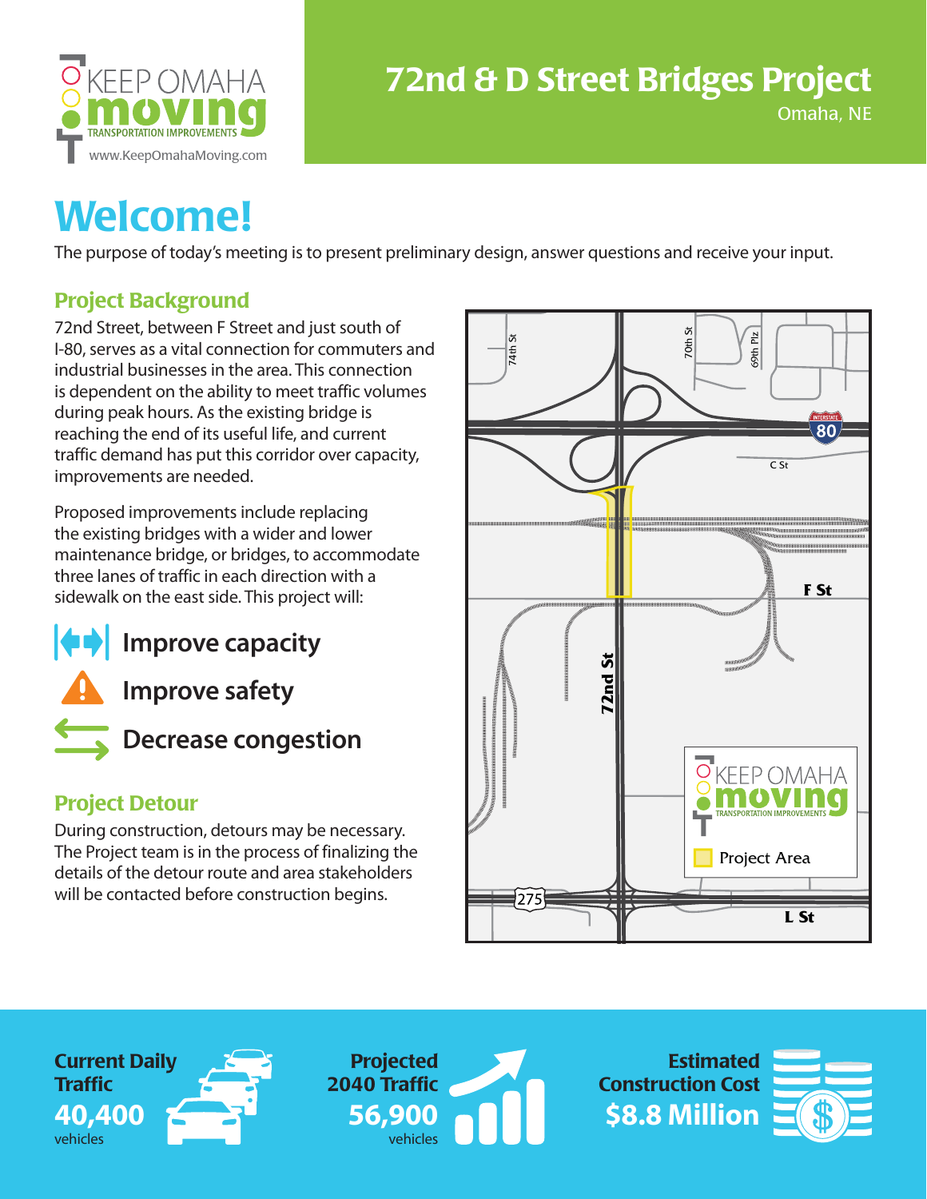KEEP OMAHA **moving** TRANSPORTATION IMPROVEMENTS

www.KeepOmahaMoving.com

# 72nd & D Street Bridges Project

Omaha, NE

## Welcome!

The purpose of today's meeting is to present preliminary design, answer questions and receive your input.

### Project Background

72nd Street, between F Street and just south of I-80, serves as a vital connection for commuters and industrial businesses in the area. This connection is dependent on the ability to meet traffic volumes during peak hours. As the existing bridge is reaching the end of its useful life, and current traffic demand has put this corridor over capacity, improvements are needed.

Proposed improvements include replacing the existing bridges with a wider and lower maintenance bridge, or bridges, to accommodate three lanes of traffic in each direction with a sidewalk on the east side. This project will:

- Improve capacity
- Improve safety
- Decrease congestion

### Project Detour

During construction, detours may be necessary. The Project team is in the process of finalizing the details of the detour route and area stakeholders will be contacted before construction begins.

**Current Daily Traffic**
**40,400** vehicles

**Projected 2040 Traffic**
**56,900** vehicles

**Estimated Construction Cost**
**$8.8 Million**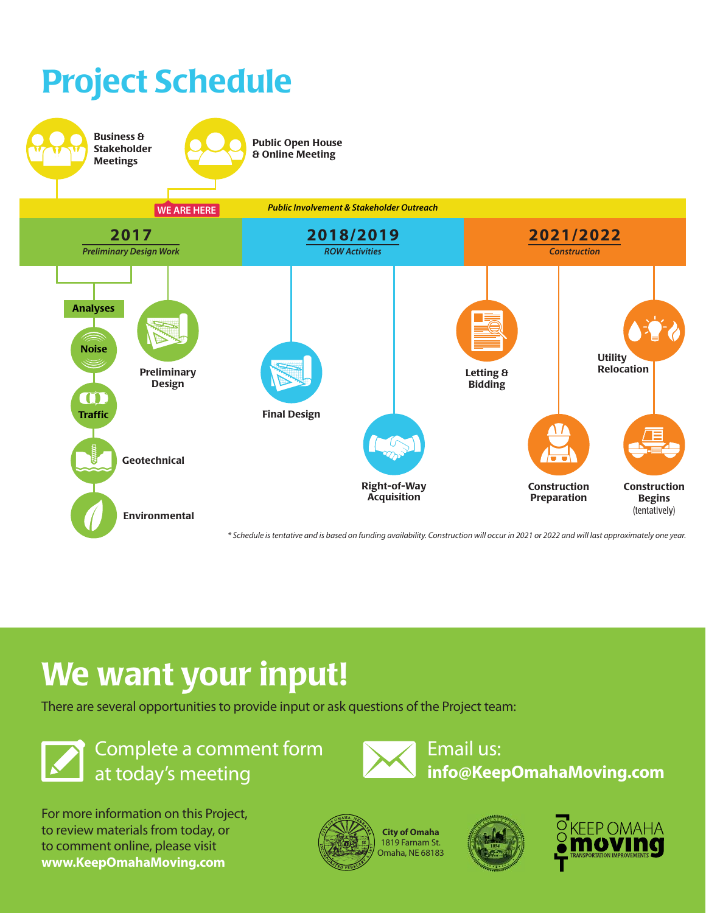# Project Schedule

Business & Stakeholder Meetings

Public Open House & Online Meeting

WE ARE HERE

*Public Involvement & Stakeholder Outreach*

## 2017

*Preliminary Design Work*

Analyses

- Noise
- Traffic
- Geotechnical
- Environmental

Preliminary Design

## 2018/2019

*ROW Activities*

Final Design

Right-of-Way Acquisition

## 2021/2022

*Construction*

Letting & Bidding

Construction Preparation

Utility Relocation

Construction Begins (tentatively)

*\* Schedule is tentative and is based on funding availability. Construction will occur in 2021 or 2022 and will last approximately one year.*

# We want your input!

There are several opportunities to provide input or ask questions of the Project team:

Complete a comment form at today's meeting

Email us: **info@KeepOmahaMoving.com**

For more information on this Project, to review materials from today, or to comment online, please visit **www.KeepOmahaMoving.com**

**City of Omaha**
1819 Farnam St.
Omaha, NE 68183

KEEP OMAHA moving
TRANSPORTATION IMPROVEMENTS